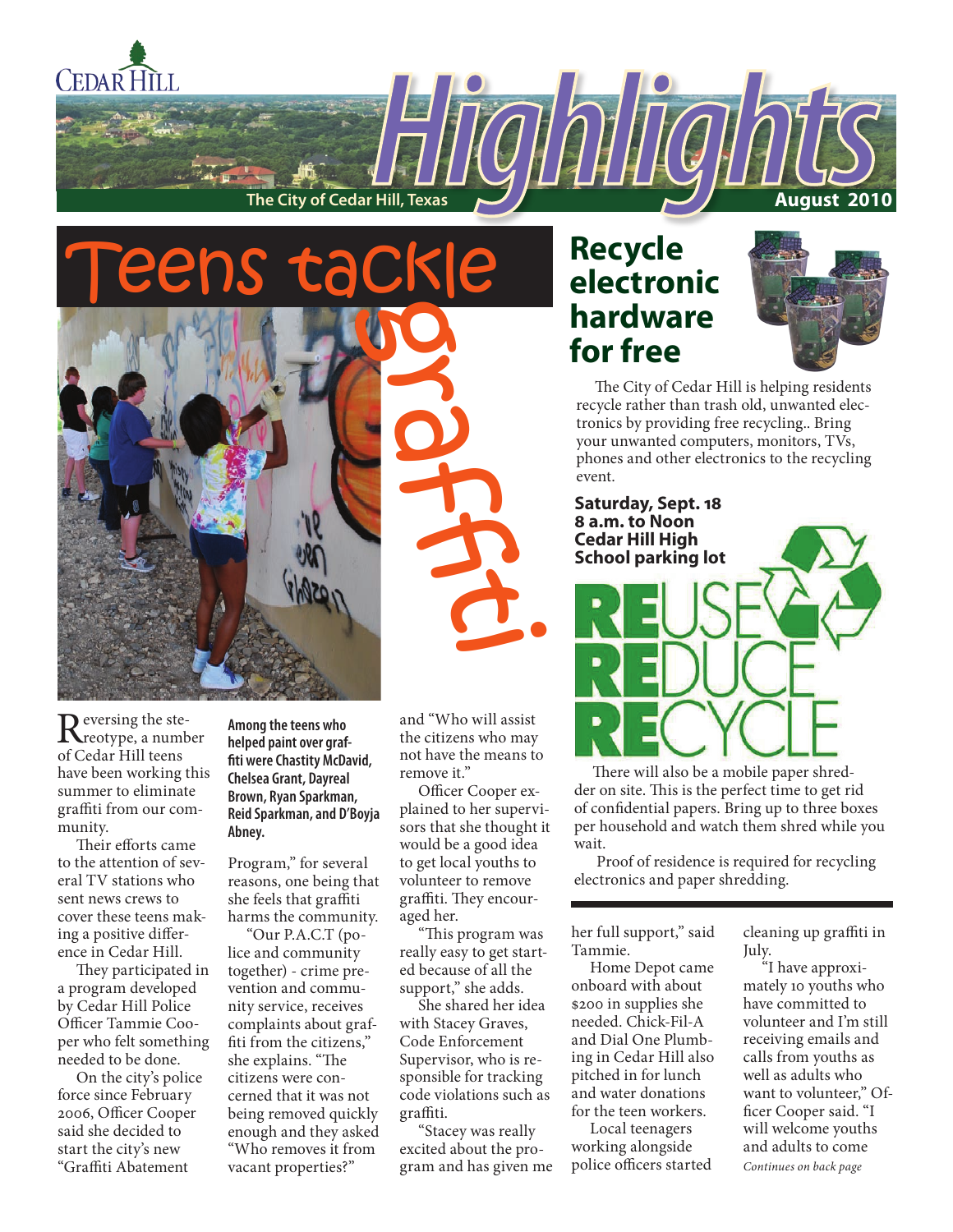CEDAR HILL

# Highlights

The City of Cedar Hill, Texas

August 2010

# Teens tackle graffiti

Reversing the stereotype, a number of Cedar Hill teens have been working this summer to eliminate graffiti from our community.

Their efforts came to the attention of several TV stations who sent news crews to cover these teens making a positive difference in Cedar Hill.

They participated in a program developed by Cedar Hill Police Officer Tammie Cooper who felt something needed to be done.

On the city's police force since February 2006, Officer Cooper said she decided to start the city's new "Graffiti Abatement Program," for several reasons, one being that she feels that graffiti harms the community.

**Among the teens who helped paint over graffiti were Chastity McDavid, Chelsea Grant, Dayreal Brown, Ryan Sparkman, Reid Sparkman, and D'Boyja Abney.**

"Our P.A.C.T (police and community together) - crime prevention and community service, receives complaints about graffiti from the citizens," she explains. "The citizens were concerned that it was not being removed quickly enough and they asked "Who removes it from vacant properties?" and "Who will assist the citizens who may not have the means to remove it."

Officer Cooper explained to her supervisors that she thought it would be a good idea to get local youths to volunteer to remove graffiti. They encouraged her.

"This program was really easy to get started because of all the support," she adds.

She shared her idea with Stacey Graves, Code Enforcement Supervisor, who is responsible for tracking code violations such as graffiti.

"Stacey was really excited about the program and has given me her full support," said Tammie.

Home Depot came onboard with about $200 in supplies she needed. Chick-Fil-A and Dial One Plumbing in Cedar Hill also pitched in for lunch and water donations for the teen workers.

Local teenagers working alongside police officers started cleaning up graffiti in July.

"I have approximately 10 youths who have committed to volunteer and I'm still receiving emails and calls from youths as well as adults who want to volunteer," Officer Cooper said. "I will welcome youths and adults to come

*Continues on back page*

# Recycle electronic hardware for free

The City of Cedar Hill is helping residents recycle rather than trash old, unwanted electronics by providing free recycling.. Bring your unwanted computers, monitors, TVs, phones and other electronics to the recycling event.

**Saturday, Sept. 18**
**8 a.m. to Noon**
**Cedar Hill High School parking lot**

REUSE
REDUCE
RECYCLE

There will also be a mobile paper shredder on site. This is the perfect time to get rid of confidential papers. Bring up to three boxes per household and watch them shred while you wait.

Proof of residence is required for recycling electronics and paper shredding.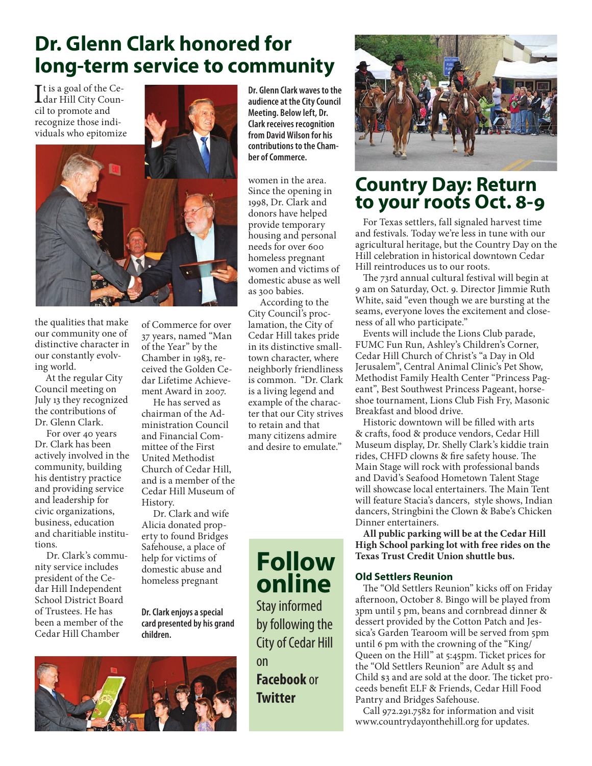# Dr. Glenn Clark honored for long-term service to community

It is a goal of the Cedar Hill City Council to promote and recognize those individuals who epitomize the qualities that make our community one of distinctive character in our constantly evolving world.

At the regular City Council meeting on July 13 they recognized the contributions of Dr. Glenn Clark.

For over 40 years Dr. Clark has been actively involved in the community, building his dentistry practice and providing service and leadership for civic organizations, business, education and charitable institutions.

Dr. Clark's community service includes president of the Cedar Hill Independent School District Board of Trustees. He has been a member of the Cedar Hill Chamber of Commerce for over 37 years, named "Man of the Year" by the Chamber in 1983, received the Golden Cedar Lifetime Achievement Award in 2007.

He has served as chairman of the Administration Council and Financial Committee of the First United Methodist Church of Cedar Hill, and is a member of the Cedar Hill Museum of History.

Dr. Clark and wife Alicia donated property to found Bridges Safehouse, a place of help for victims of domestic abuse and homeless pregnant women in the area. Since the opening in 1998, Dr. Clark and donors have helped provide temporary housing and personal needs for over 600 homeless pregnant women and victims of domestic abuse as well as 300 babies.

According to the City Council's proclamation, the City of Cedar Hill takes pride in its distinctive small-town character, where neighborly friendliness is common. "Dr. Clark is a living legend and example of the character that our City strives to retain and that many citizens admire and desire to emulate."

**Dr. Glenn Clark waves to the audience at the City Council Meeting. Below left, Dr. Clark receives recognition from David Wilson for his contributions to the Chamber of Commerce.**

**Dr. Clark enjoys a special card presented by his grand children.**

# Follow online

Stay informed by following the City of Cedar Hill on **Facebook** or **Twitter**

# Country Day: Return to your roots Oct. 8-9

For Texas settlers, fall signaled harvest time and festivals. Today we're less in tune with our agricultural heritage, but the Country Day on the Hill celebration in historical downtown Cedar Hill reintroduces us to our roots.

The 73rd annual cultural festival will begin at 9 am on Saturday, Oct. 9. Director Jimmie Ruth White, said "even though we are bursting at the seams, everyone loves the excitement and closeness of all who participate."

Events will include the Lions Club parade, FUMC Fun Run, Ashley's Children's Corner, Cedar Hill Church of Christ's "a Day in Old Jerusalem", Central Animal Clinic's Pet Show, Methodist Family Health Center "Princess Pageant", Best Southwest Princess Pageant, horseshoe tournament, Lions Club Fish Fry, Masonic Breakfast and blood drive.

Historic downtown will be filled with arts & crafts, food & produce vendors, Cedar Hill Museum display, Dr. Shelly Clark's kiddie train rides, CHFD clowns & fire safety house. The Main Stage will rock with professional bands and David's Seafood Hometown Talent Stage will showcase local entertainers. The Main Tent will feature Stacia's dancers, style shows, Indian dancers, Stringbini the Clown & Babe's Chicken Dinner entertainers.

**All public parking will be at the Cedar Hill High School parking lot with free rides on the Texas Trust Credit Union shuttle bus.**

### Old Settlers Reunion

The "Old Settlers Reunion" kicks off on Friday afternoon, October 8. Bingo will be played from 3pm until 5 pm, beans and cornbread dinner & dessert provided by the Cotton Patch and Jessica's Garden Tearoom will be served from 5pm until 6 pm with the crowning of the "King/Queen on the Hill" at 5:45pm. Ticket prices for the "Old Settlers Reunion" are Adult $5 and Child $3 and are sold at the door. The ticket proceeds benefit ELF & Friends, Cedar Hill Food Pantry and Bridges Safehouse.

Call 972.291.7582 for information and visit www.countrydayonthehill.org for updates.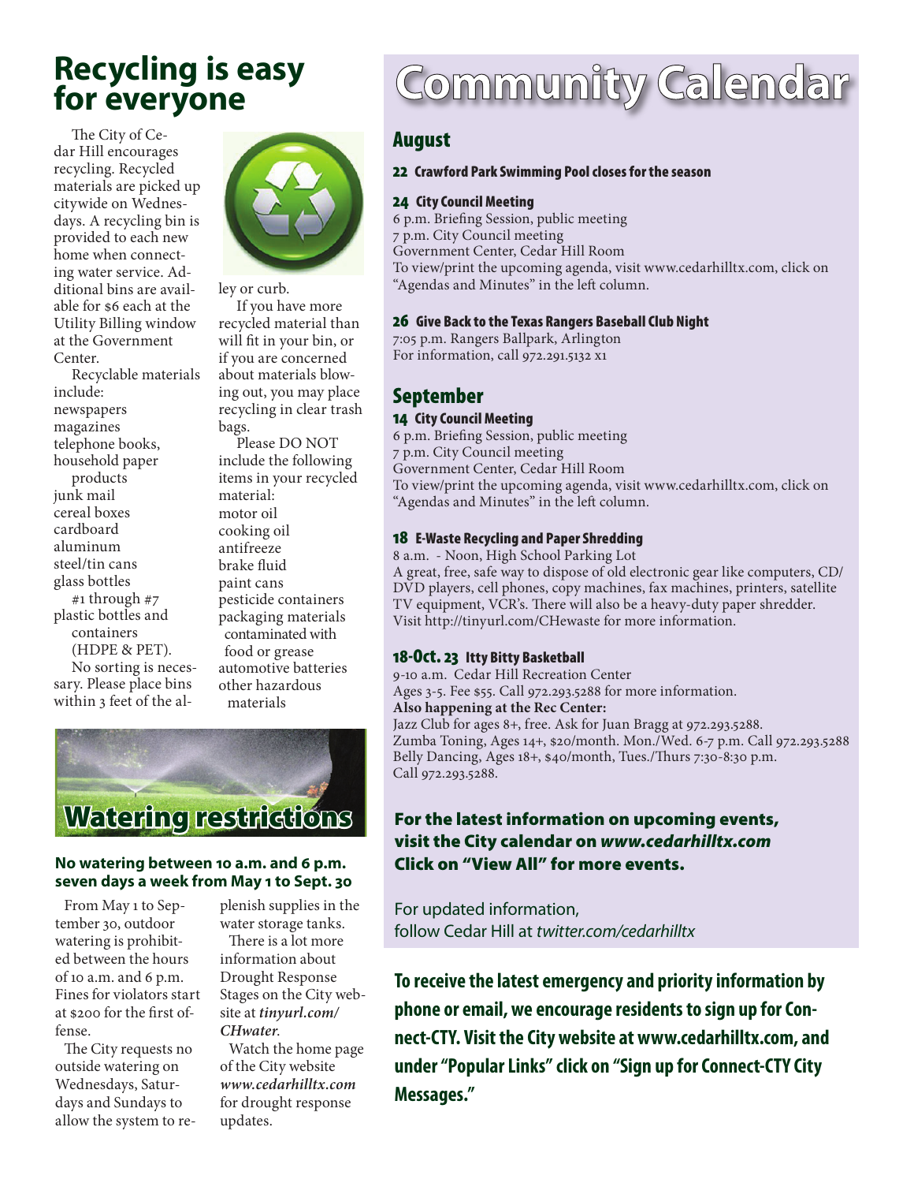# Recycling is easy for everyone

The City of Cedar Hill encourages recycling. Recycled materials are picked up citywide on Wednesdays. A recycling bin is provided to each new home when connecting water service. Additional bins are available for $6 each at the Utility Billing window at the Government Center.

Recyclable materials include:

- newspapers
- magazines
- telephone books,
- household paper products
- junk mail
- cereal boxes
- cardboard
- aluminum
- steel/tin cans
- glass bottles
- #1 through #7 plastic bottles and containers (HDPE & PET).

No sorting is necessary. Please place bins within 3 feet of the alley or curb.

If you have more recycled material than will fit in your bin, or if you are concerned about materials blowing out, you may place recycling in clear trash bags.

Please DO NOT include the following items in your recycled material:

- motor oil
- cooking oil
- antifreeze
- brake fluid
- paint cans
- pesticide containers
- packaging materials contaminated with food or grease
- automotive batteries
- other hazardous materials

## Watering restrictions

**No watering between 10 a.m. and 6 p.m. seven days a week from May 1 to Sept. 30**

From May 1 to September 30, outdoor watering is prohibited between the hours of 10 a.m. and 6 p.m. Fines for violators start at $200 for the first offense.

The City requests no outside watering on Wednesdays, Saturdays and Sundays to allow the system to replenish supplies in the water storage tanks.

There is a lot more information about Drought Response Stages on the City website at ***tinyurl.com/CHwater***.

Watch the home page of the City website ***www.cedarhilltx.com*** for drought response updates.

# Community Calendar

## August

**22 Crawford Park Swimming Pool closes for the season**

**24 City Council Meeting**
6 p.m. Briefing Session, public meeting
7 p.m. City Council meeting
Government Center, Cedar Hill Room
To view/print the upcoming agenda, visit www.cedarhilltx.com, click on "Agendas and Minutes" in the left column.

**26 Give Back to the Texas Rangers Baseball Club Night**
7:05 p.m. Rangers Ballpark, Arlington
For information, call 972.291.5132 x1

## September

**14 City Council Meeting**
6 p.m. Briefing Session, public meeting
7 p.m. City Council meeting
Government Center, Cedar Hill Room
To view/print the upcoming agenda, visit www.cedarhilltx.com, click on "Agendas and Minutes" in the left column.

**18 E-Waste Recycling and Paper Shredding**
8 a.m. - Noon, High School Parking Lot
A great, free, safe way to dispose of old electronic gear like computers, CD/DVD players, cell phones, copy machines, fax machines, printers, satellite TV equipment, VCR's. There will also be a heavy-duty paper shredder. Visit http://tinyurl.com/CHewaste for more information.

**18-Oct. 23 Itty Bitty Basketball**
9-10 a.m. Cedar Hill Recreation Center
Ages 3-5. Fee $55. Call 972.293.5288 for more information.
**Also happening at the Rec Center:**
Jazz Club for ages 8+, free. Ask for Juan Bragg at 972.293.5288.
Zumba Toning, Ages 14+, $20/month. Mon./Wed. 6-7 p.m. Call 972.293.5288
Belly Dancing, Ages 18+, $40/month, Tues./Thurs 7:30-8:30 p.m.
Call 972.293.5288.

**For the latest information on upcoming events, visit the City calendar on *www.cedarhilltx.com* Click on "View All" for more events.**

For updated information, follow Cedar Hill at *twitter.com/cedarhilltx*

**To receive the latest emergency and priority information by phone or email, we encourage residents to sign up for Connect-CTY. Visit the City website at www.cedarhilltx.com, and under "Popular Links" click on "Sign up for Connect-CTY City Messages."**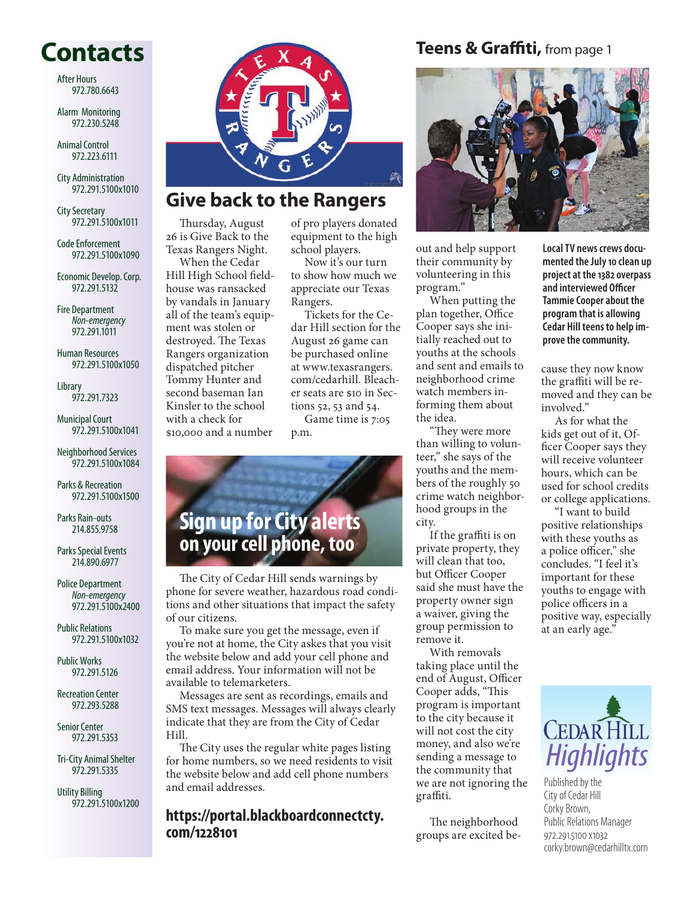# Contacts

After Hours
972.780.6643

Alarm Monitoring
972.230.5248

Animal Control
972.223.6111

City Administration
972.291.5100x1010

City Secretary
972.291.5100x1011

Code Enforcement
972.291.5100x1090

Economic Develop. Corp.
972.291.5132

Fire Department
*Non-emergency*
972.291.1011

Human Resources
972.291.5100x1050

Library
972.291.7323

Municipal Court
972.291.5100x1041

Neighborhood Services
972.291.5100x1084

Parks & Recreation
972.291.5100x1500

Parks Rain-outs
214.855.9758

Parks Special Events
214.890.6977

Police Department
*Non-emergency*
972.291.5100x2400

Public Relations
972.291.5100x1032

Public Works
972.291.5126

Recreation Center
972.293.5288

Senior Center
972.291.5353

Tri-City Animal Shelter
972.291.5335

Utility Billing
972.291.5100x1200

## Give back to the Rangers

Thursday, August 26 is Give Back to the Texas Rangers Night.

When the Cedar Hill High School fieldhouse was ransacked by vandals in January all of the team's equipment was stolen or destroyed. The Texas Rangers organization dispatched pitcher Tommy Hunter and second baseman Ian Kinsler to the school with a check for $10,000 and a number of pro players donated equipment to the high school players.

Now it's our turn to show how much we appreciate our Texas Rangers.

Tickets for the Cedar Hill section for the August 26 game can be purchased online at www.texasrangers.com/cedarhill. Bleacher seats are $10 in Sections 52, 53 and 54.

Game time is 7:05 p.m.

## Sign up for City alerts on your cell phone, too

The City of Cedar Hill sends warnings by phone for severe weather, hazardous road conditions and other situations that impact the safety of our citizens.

To make sure you get the message, even if you're not at home, the City askes that you visit the website below and add your cell phone and email address. Your information will not be available to telemarketers.

Messages are sent as recordings, emails and SMS text messages. Messages will always clearly indicate that they are from the City of Cedar Hill.

The City uses the regular white pages listing for home numbers, so we need residents to visit the website below and add cell phone numbers and email addresses.

**https://portal.blackboardconnectcty.com/1228101**

## Teens & Graffiti, from page 1

**Local TV news crews documented the July 10 clean up project at the 1382 overpass and interviewed Officer Tammie Cooper about the program that is allowing Cedar Hill teens to help improve the community.**

out and help support their community by volunteering in this program."

When putting the plan together, Office Cooper says she initially reached out to youths at the schools and sent and emails to neighborhood crime watch members informing them about the idea.

"They were more than willing to volunteer," she says of the youths and the members of the roughly 50 crime watch neighborhood groups in the city.

If the graffiti is on private property, they will clean that too, but Officer Cooper said she must have the property owner sign a waiver, giving the group permission to remove it.

With removals taking place until the end of August, Officer Cooper adds, "This program is important to the city because it will not cost the city money, and also we're sending a message to the community that we are not ignoring the graffiti.

The neighborhood groups are excited because they now know the graffiti will be removed and they can be involved."

As for what the kids get out of it, Officer Cooper says they will receive volunteer hours, which can be used for school credits or college applications.

"I want to build positive relationships with these youths as a police officer," she concludes. "I feel it's important for these youths to engage with police officers in a positive way, especially at an early age."

Cedar Hill Highlights

Published by the City of Cedar Hill
Corky Brown,
Public Relations Manager
972.291.5100 x1032
corky.brown@cedarhilltx.com